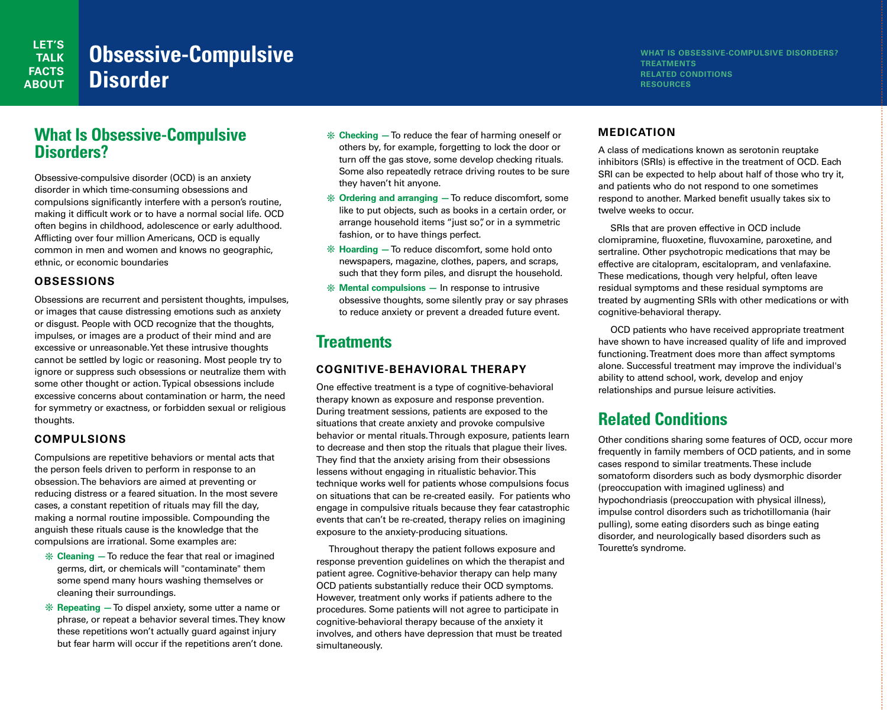LET'S TALK FACTS ABOUT

# Obsessive-Compulsive Disorder

WHAT IS OBSESSIVE-COMPULSIVE DISORDERS?
TREATMENTS
RELATED CONDITIONS
RESOURCES

## What Is Obsessive-Compulsive Disorders?

Obsessive-compulsive disorder (OCD) is an anxiety disorder in which time-consuming obsessions and compulsions significantly interfere with a person's routine, making it difficult work or to have a normal social life. OCD often begins in childhood, adolescence or early adulthood. Afflicting over four million Americans, OCD is equally common in men and women and knows no geographic, ethnic, or economic boundaries

### OBSESSIONS

Obsessions are recurrent and persistent thoughts, impulses, or images that cause distressing emotions such as anxiety or disgust. People with OCD recognize that the thoughts, impulses, or images are a product of their mind and are excessive or unreasonable. Yet these intrusive thoughts cannot be settled by logic or reasoning. Most people try to ignore or suppress such obsessions or neutralize them with some other thought or action. Typical obsessions include excessive concerns about contamination or harm, the need for symmetry or exactness, or forbidden sexual or religious thoughts.

### COMPULSIONS

Compulsions are repetitive behaviors or mental acts that the person feels driven to perform in response to an obsession. The behaviors are aimed at preventing or reducing distress or a feared situation. In the most severe cases, a constant repetition of rituals may fill the day, making a normal routine impossible. Compounding the anguish these rituals cause is the knowledge that the compulsions are irrational. Some examples are:

- **Cleaning —** To reduce the fear that real or imagined germs, dirt, or chemicals will "contaminate" them some spend many hours washing themselves or cleaning their surroundings.
- **Repeating —** To dispel anxiety, some utter a name or phrase, or repeat a behavior several times. They know these repetitions won't actually guard against injury but fear harm will occur if the repetitions aren't done.
- **Checking —** To reduce the fear of harming oneself or others by, for example, forgetting to lock the door or turn off the gas stove, some develop checking rituals. Some also repeatedly retrace driving routes to be sure they haven't hit anyone.
- **Ordering and arranging —** To reduce discomfort, some like to put objects, such as books in a certain order, or arrange household items "just so", or in a symmetric fashion, or to have things perfect.
- **Hoarding —** To reduce discomfort, some hold onto newspapers, magazine, clothes, papers, and scraps, such that they form piles, and disrupt the household.
- **Mental compulsions —** In response to intrusive obsessive thoughts, some silently pray or say phrases to reduce anxiety or prevent a dreaded future event.

## Treatments

### COGNITIVE-BEHAVIORAL THERAPY

One effective treatment is a type of cognitive-behavioral therapy known as exposure and response prevention. During treatment sessions, patients are exposed to the situations that create anxiety and provoke compulsive behavior or mental rituals. Through exposure, patients learn to decrease and then stop the rituals that plague their lives. They find that the anxiety arising from their obsessions lessens without engaging in ritualistic behavior. This technique works well for patients whose compulsions focus on situations that can be re-created easily. For patients who engage in compulsive rituals because they fear catastrophic events that can't be re-created, therapy relies on imagining exposure to the anxiety-producing situations.

Throughout therapy the patient follows exposure and response prevention guidelines on which the therapist and patient agree. Cognitive-behavior therapy can help many OCD patients substantially reduce their OCD symptoms. However, treatment only works if patients adhere to the procedures. Some patients will not agree to participate in cognitive-behavioral therapy because of the anxiety it involves, and others have depression that must be treated simultaneously.

### MEDICATION

A class of medications known as serotonin reuptake inhibitors (SRIs) is effective in the treatment of OCD. Each SRI can be expected to help about half of those who try it, and patients who do not respond to one sometimes respond to another. Marked benefit usually takes six to twelve weeks to occur.

SRIs that are proven effective in OCD include clomipramine, fluoxetine, fluvoxamine, paroxetine, and sertraline. Other psychotropic medications that may be effective are citalopram, escitalopram, and venlafaxine. These medications, though very helpful, often leave residual symptoms and these residual symptoms are treated by augmenting SRIs with other medications or with cognitive-behavioral therapy.

OCD patients who have received appropriate treatment have shown to have increased quality of life and improved functioning. Treatment does more than affect symptoms alone. Successful treatment may improve the individual's ability to attend school, work, develop and enjoy relationships and pursue leisure activities.

## Related Conditions

Other conditions sharing some features of OCD, occur more frequently in family members of OCD patients, and in some cases respond to similar treatments. These include somatoform disorders such as body dysmorphic disorder (preoccupation with imagined ugliness) and hypochondriasis (preoccupation with physical illness), impulse control disorders such as trichotillomania (hair pulling), some eating disorders such as binge eating disorder, and neurologically based disorders such as Tourette's syndrome.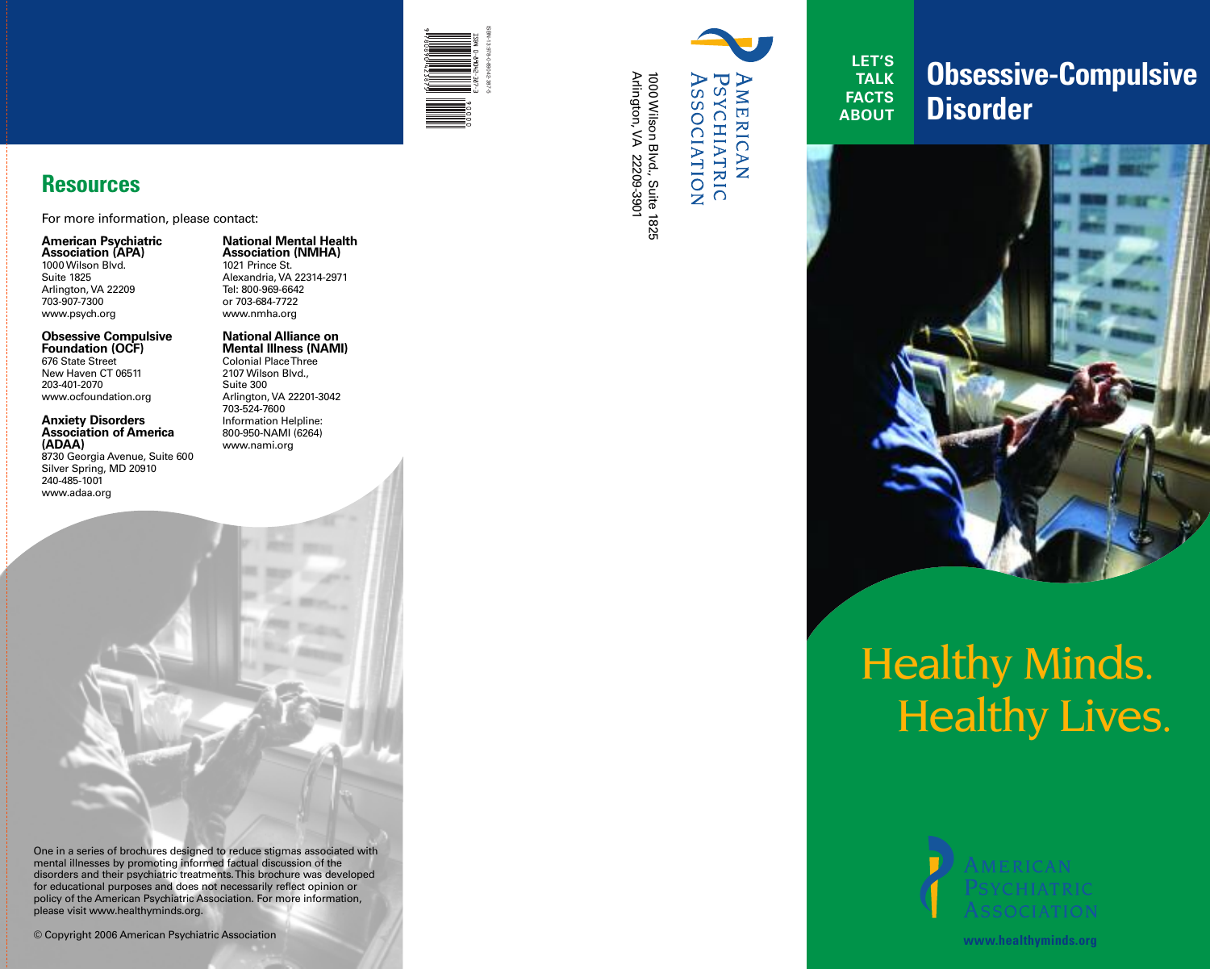## Resources

For more information, please contact:

**American Psychiatric Association (APA)**
1000 Wilson Blvd.
Suite 1825
Arlington, VA 22209
703-907-7300
www.psych.org

**Obsessive Compulsive Foundation (OCF)**
676 State Street
New Haven CT 06511
203-401-2070
www.ocfoundation.org

**Anxiety Disorders Association of America (ADAA)**
8730 Georgia Avenue, Suite 600
Silver Spring, MD 20910
240-485-1001
www.adaa.org

**National Mental Health Association (NMHA)**
1021 Prince St.
Alexandria, VA 22314-2971
Tel: 800-969-6642
or 703-684-7722
www.nmha.org

**National Alliance on Mental Illness (NAMI)**
Colonial Place Three
2107 Wilson Blvd.,
Suite 300
Arlington, VA 22201-3042
703-524-7600
Information Helpline:
800-950-NAMI (6264)
www.nami.org

One in a series of brochures designed to reduce stigmas associated with mental illnesses by promoting informed factual discussion of the disorders and their psychiatric treatments. This brochure was developed for educational purposes and does not necessarily reflect opinion or policy of the American Psychiatric Association. For more information, please visit www.healthyminds.org.

© Copyright 2006 American Psychiatric Association

AMERICAN PSYCHIATRIC ASSOCIATION
1000 Wilson Blvd., Suite 1825
Arlington, VA 22209-3901

LET'S TALK FACTS ABOUT

# Obsessive-Compulsive Disorder

Healthy Minds.
Healthy Lives.

AMERICAN PSYCHIATRIC ASSOCIATION

www.healthyminds.org